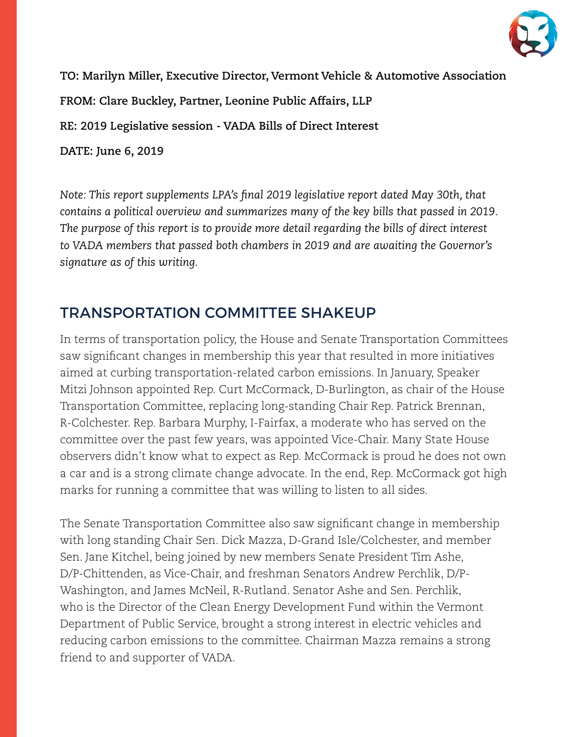**TO: Marilyn Miller, Executive Director, Vermont Vehicle & Automotive Association**

**FROM: Clare Buckley, Partner, Leonine Public Affairs, LLP**

**RE: 2019 Legislative session - VADA Bills of Direct Interest**

**DATE: June 6, 2019**

*Note: This report supplements LPA's final 2019 legislative report dated May 30th, that contains a political overview and summarizes many of the key bills that passed in 2019. The purpose of this report is to provide more detail regarding the bills of direct interest to VADA members that passed both chambers in 2019 and are awaiting the Governor's signature as of this writing.*

## TRANSPORTATION COMMITTEE SHAKEUP

In terms of transportation policy, the House and Senate Transportation Committees saw significant changes in membership this year that resulted in more initiatives aimed at curbing transportation-related carbon emissions. In January, Speaker Mitzi Johnson appointed Rep. Curt McCormack, D-Burlington, as chair of the House Transportation Committee, replacing long-standing Chair Rep. Patrick Brennan, R-Colchester. Rep. Barbara Murphy, I-Fairfax, a moderate who has served on the committee over the past few years, was appointed Vice-Chair. Many State House observers didn't know what to expect as Rep. McCormack is proud he does not own a car and is a strong climate change advocate. In the end, Rep. McCormack got high marks for running a committee that was willing to listen to all sides.

The Senate Transportation Committee also saw significant change in membership with long standing Chair Sen. Dick Mazza, D-Grand Isle/Colchester, and member Sen. Jane Kitchel, being joined by new members Senate President Tim Ashe, D/P-Chittenden, as Vice-Chair, and freshman Senators Andrew Perchlik, D/P-Washington, and James McNeil, R-Rutland. Senator Ashe and Sen. Perchlik, who is the Director of the Clean Energy Development Fund within the Vermont Department of Public Service, brought a strong interest in electric vehicles and reducing carbon emissions to the committee. Chairman Mazza remains a strong friend to and supporter of VADA.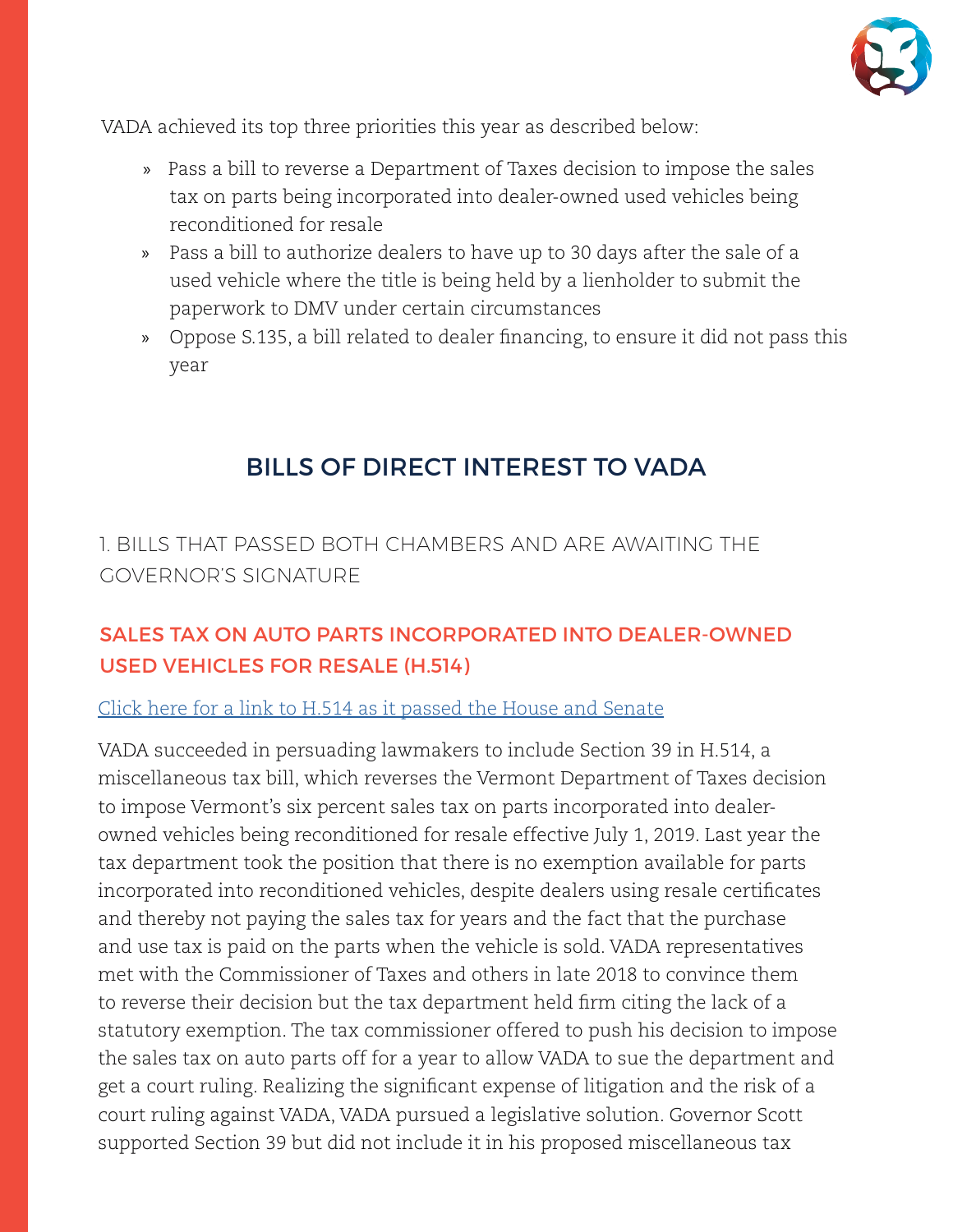VADA achieved its top three priorities this year as described below:

- Pass a bill to reverse a Department of Taxes decision to impose the sales tax on parts being incorporated into dealer-owned used vehicles being reconditioned for resale
- Pass a bill to authorize dealers to have up to 30 days after the sale of a used vehicle where the title is being held by a lienholder to submit the paperwork to DMV under certain circumstances
- Oppose S.135, a bill related to dealer financing, to ensure it did not pass this year

## BILLS OF DIRECT INTEREST TO VADA

### 1. BILLS THAT PASSED BOTH CHAMBERS AND ARE AWAITING THE GOVERNOR'S SIGNATURE

### SALES TAX ON AUTO PARTS INCORPORATED INTO DEALER-OWNED USED VEHICLES FOR RESALE (H.514)

Click here for a link to H.514 as it passed the House and Senate

VADA succeeded in persuading lawmakers to include Section 39 in H.514, a miscellaneous tax bill, which reverses the Vermont Department of Taxes decision to impose Vermont's six percent sales tax on parts incorporated into dealer-owned vehicles being reconditioned for resale effective July 1, 2019. Last year the tax department took the position that there is no exemption available for parts incorporated into reconditioned vehicles, despite dealers using resale certificates and thereby not paying the sales tax for years and the fact that the purchase and use tax is paid on the parts when the vehicle is sold. VADA representatives met with the Commissioner of Taxes and others in late 2018 to convince them to reverse their decision but the tax department held firm citing the lack of a statutory exemption. The tax commissioner offered to push his decision to impose the sales tax on auto parts off for a year to allow VADA to sue the department and get a court ruling. Realizing the significant expense of litigation and the risk of a court ruling against VADA, VADA pursued a legislative solution. Governor Scott supported Section 39 but did not include it in his proposed miscellaneous tax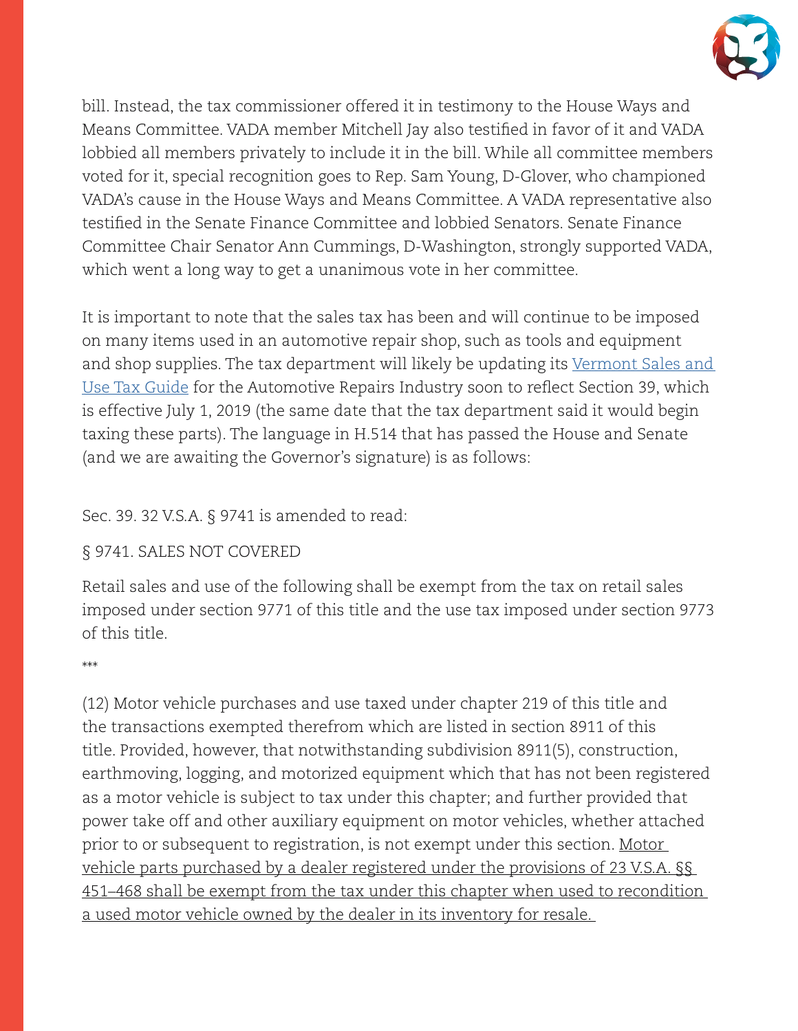bill. Instead, the tax commissioner offered it in testimony to the House Ways and Means Committee. VADA member Mitchell Jay also testified in favor of it and VADA lobbied all members privately to include it in the bill. While all committee members voted for it, special recognition goes to Rep. Sam Young, D-Glover, who championed VADA's cause in the House Ways and Means Committee. A VADA representative also testified in the Senate Finance Committee and lobbied Senators. Senate Finance Committee Chair Senator Ann Cummings, D-Washington, strongly supported VADA, which went a long way to get a unanimous vote in her committee.

It is important to note that the sales tax has been and will continue to be imposed on many items used in an automotive repair shop, such as tools and equipment and shop supplies. The tax department will likely be updating its Vermont Sales and Use Tax Guide for the Automotive Repairs Industry soon to reflect Section 39, which is effective July 1, 2019 (the same date that the tax department said it would begin taxing these parts). The language in H.514 that has passed the House and Senate (and we are awaiting the Governor's signature) is as follows:

Sec. 39. 32 V.S.A. § 9741 is amended to read:

§ 9741. SALES NOT COVERED

Retail sales and use of the following shall be exempt from the tax on retail sales imposed under section 9771 of this title and the use tax imposed under section 9773 of this title.

***

(12) Motor vehicle purchases and use taxed under chapter 219 of this title and the transactions exempted therefrom which are listed in section 8911 of this title. Provided, however, that notwithstanding subdivision 8911(5), construction, earthmoving, logging, and motorized equipment which that has not been registered as a motor vehicle is subject to tax under this chapter; and further provided that power take off and other auxiliary equipment on motor vehicles, whether attached prior to or subsequent to registration, is not exempt under this section. <u>Motor vehicle parts purchased by a dealer registered under the provisions of 23 V.S.A. §§ 451–468 shall be exempt from the tax under this chapter when used to recondition a used motor vehicle owned by the dealer in its inventory for resale.</u>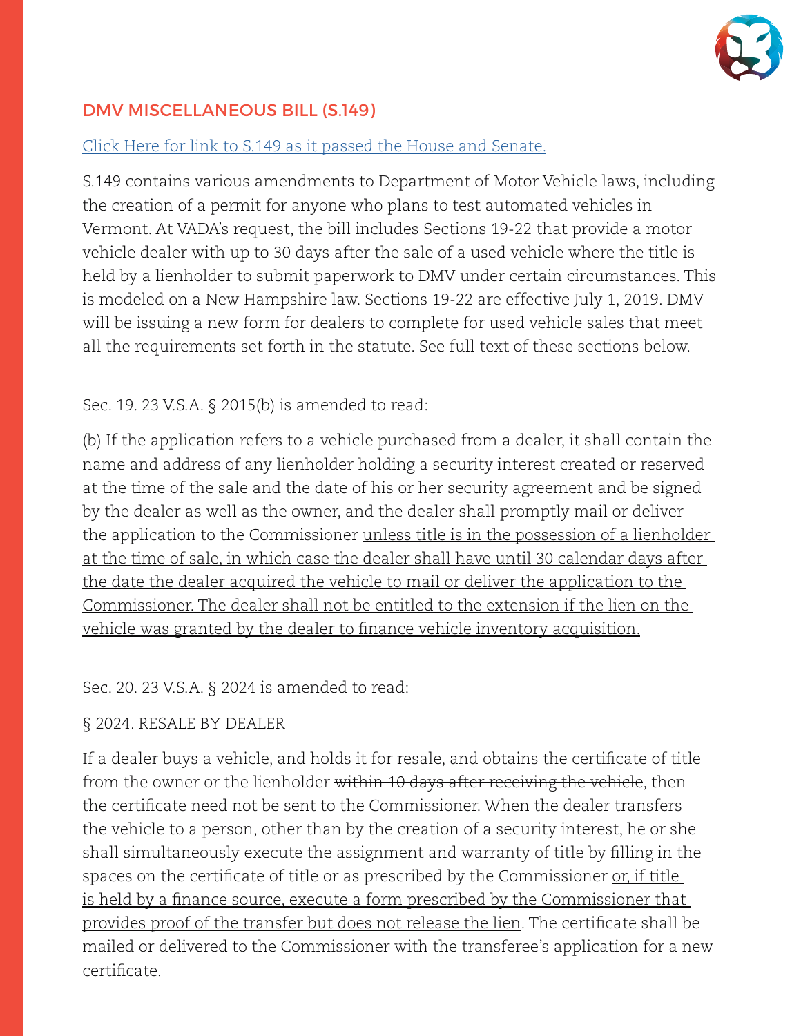## DMV MISCELLANEOUS BILL (S.149)

[Click Here for link to S.149 as it passed the House and Senate.]

S.149 contains various amendments to Department of Motor Vehicle laws, including the creation of a permit for anyone who plans to test automated vehicles in Vermont. At VADA's request, the bill includes Sections 19-22 that provide a motor vehicle dealer with up to 30 days after the sale of a used vehicle where the title is held by a lienholder to submit paperwork to DMV under certain circumstances. This is modeled on a New Hampshire law. Sections 19-22 are effective July 1, 2019. DMV will be issuing a new form for dealers to complete for used vehicle sales that meet all the requirements set forth in the statute. See full text of these sections below.

Sec. 19. 23 V.S.A. § 2015(b) is amended to read:

(b) If the application refers to a vehicle purchased from a dealer, it shall contain the name and address of any lienholder holding a security interest created or reserved at the time of the sale and the date of his or her security agreement and be signed by the dealer as well as the owner, and the dealer shall promptly mail or deliver the application to the Commissioner <u>unless title is in the possession of a lienholder at the time of sale, in which case the dealer shall have until 30 calendar days after the date the dealer acquired the vehicle to mail or deliver the application to the Commissioner. The dealer shall not be entitled to the extension if the lien on the vehicle was granted by the dealer to finance vehicle inventory acquisition.</u>

Sec. 20. 23 V.S.A. § 2024 is amended to read:

§ 2024. RESALE BY DEALER

If a dealer buys a vehicle, and holds it for resale, and obtains the certificate of title from the owner or the lienholder ~~within 10 days after receiving the vehicle~~, <u>then</u> the certificate need not be sent to the Commissioner. When the dealer transfers the vehicle to a person, other than by the creation of a security interest, he or she shall simultaneously execute the assignment and warranty of title by filling in the spaces on the certificate of title or as prescribed by the Commissioner <u>or, if title is held by a finance source, execute a form prescribed by the Commissioner that provides proof of the transfer but does not release the lien</u>. The certificate shall be mailed or delivered to the Commissioner with the transferee's application for a new certificate.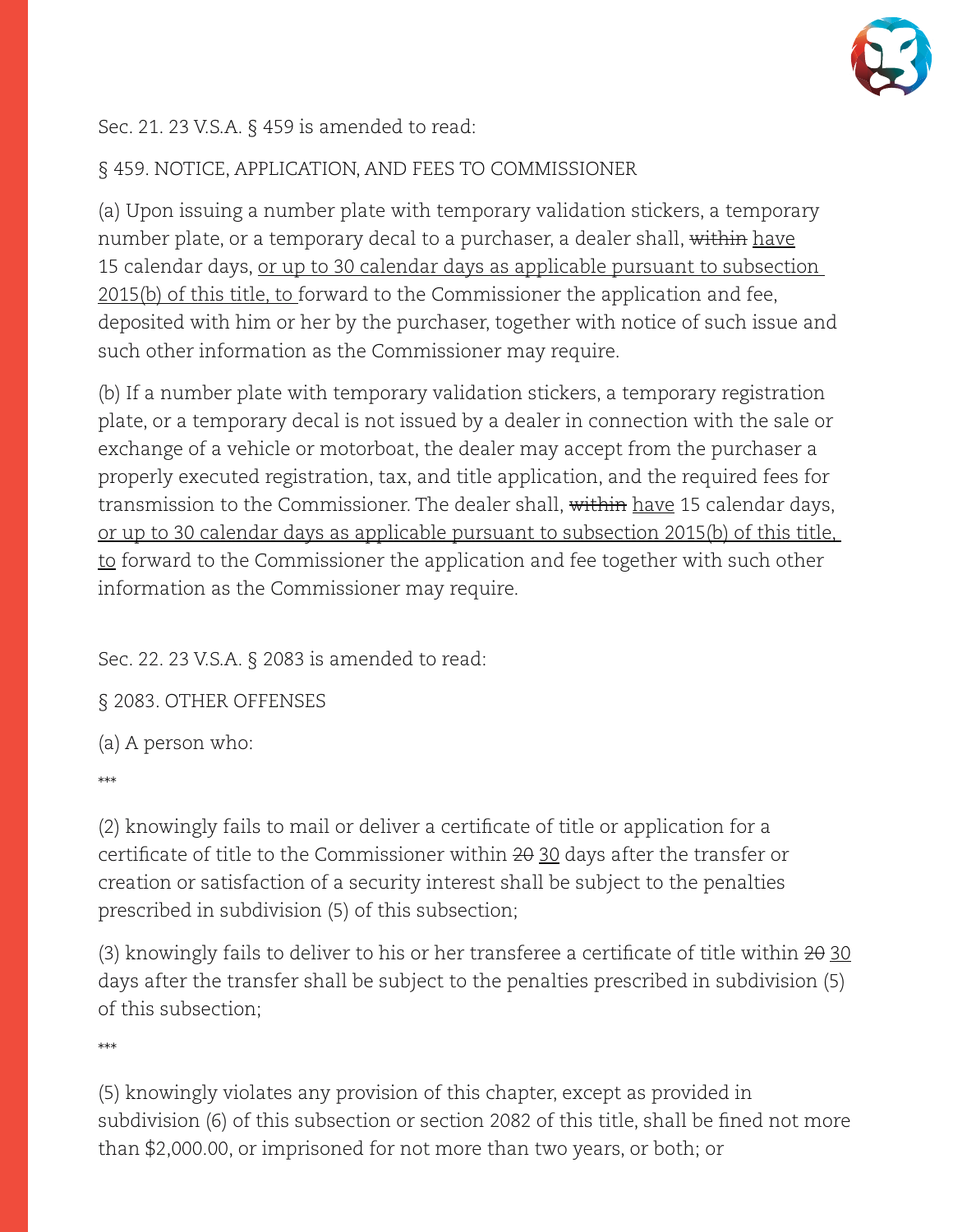Sec. 21. 23 V.S.A. § 459 is amended to read:

§ 459. NOTICE, APPLICATION, AND FEES TO COMMISSIONER

(a) Upon issuing a number plate with temporary validation stickers, a temporary number plate, or a temporary decal to a purchaser, a dealer shall, ~~within~~ <u>have</u> 15 calendar days, <u>or up to 30 calendar days as applicable pursuant to subsection 2015(b) of this title, to</u> forward to the Commissioner the application and fee, deposited with him or her by the purchaser, together with notice of such issue and such other information as the Commissioner may require.

(b) If a number plate with temporary validation stickers, a temporary registration plate, or a temporary decal is not issued by a dealer in connection with the sale or exchange of a vehicle or motorboat, the dealer may accept from the purchaser a properly executed registration, tax, and title application, and the required fees for transmission to the Commissioner. The dealer shall, ~~within~~ <u>have</u> 15 calendar days, <u>or up to 30 calendar days as applicable pursuant to subsection 2015(b) of this title, to</u> forward to the Commissioner the application and fee together with such other information as the Commissioner may require.

Sec. 22. 23 V.S.A. § 2083 is amended to read:

§ 2083. OTHER OFFENSES

(a) A person who:

\*\*\*

(2) knowingly fails to mail or deliver a certificate of title or application for a certificate of title to the Commissioner within ~~20~~ <u>30</u> days after the transfer or creation or satisfaction of a security interest shall be subject to the penalties prescribed in subdivision (5) of this subsection;

(3) knowingly fails to deliver to his or her transferee a certificate of title within ~~20~~ <u>30</u> days after the transfer shall be subject to the penalties prescribed in subdivision (5) of this subsection;

\*\*\*

(5) knowingly violates any provision of this chapter, except as provided in subdivision (6) of this subsection or section 2082 of this title, shall be fined not more than $2,000.00, or imprisoned for not more than two years, or both; or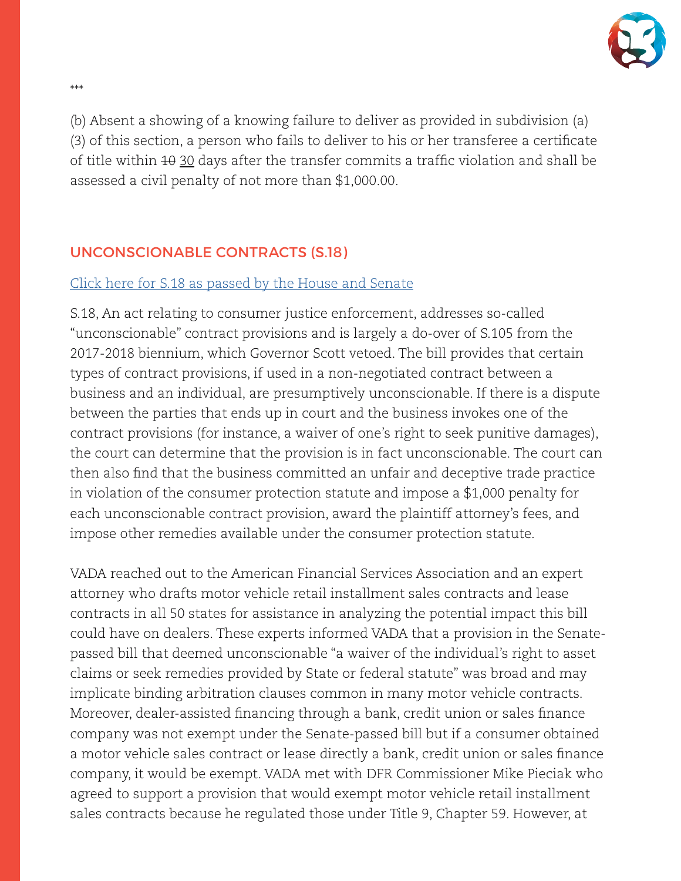***

(b) Absent a showing of a knowing failure to deliver as provided in subdivision (a)(3) of this section, a person who fails to deliver to his or her transferee a certificate of title within ~~10~~ 30 days after the transfer commits a traffic violation and shall be assessed a civil penalty of not more than $1,000.00.

## UNCONSCIONABLE CONTRACTS (S.18)

Click here for S.18 as passed by the House and Senate

S.18, An act relating to consumer justice enforcement, addresses so-called "unconscionable" contract provisions and is largely a do-over of S.105 from the 2017-2018 biennium, which Governor Scott vetoed. The bill provides that certain types of contract provisions, if used in a non-negotiated contract between a business and an individual, are presumptively unconscionable. If there is a dispute between the parties that ends up in court and the business invokes one of the contract provisions (for instance, a waiver of one's right to seek punitive damages), the court can determine that the provision is in fact unconscionable. The court can then also find that the business committed an unfair and deceptive trade practice in violation of the consumer protection statute and impose a $1,000 penalty for each unconscionable contract provision, award the plaintiff attorney's fees, and impose other remedies available under the consumer protection statute.

VADA reached out to the American Financial Services Association and an expert attorney who drafts motor vehicle retail installment sales contracts and lease contracts in all 50 states for assistance in analyzing the potential impact this bill could have on dealers. These experts informed VADA that a provision in the Senate-passed bill that deemed unconscionable "a waiver of the individual's right to asset claims or seek remedies provided by State or federal statute" was broad and may implicate binding arbitration clauses common in many motor vehicle contracts. Moreover, dealer-assisted financing through a bank, credit union or sales finance company was not exempt under the Senate-passed bill but if a consumer obtained a motor vehicle sales contract or lease directly a bank, credit union or sales finance company, it would be exempt. VADA met with DFR Commissioner Mike Pieciak who agreed to support a provision that would exempt motor vehicle retail installment sales contracts because he regulated those under Title 9, Chapter 59. However, at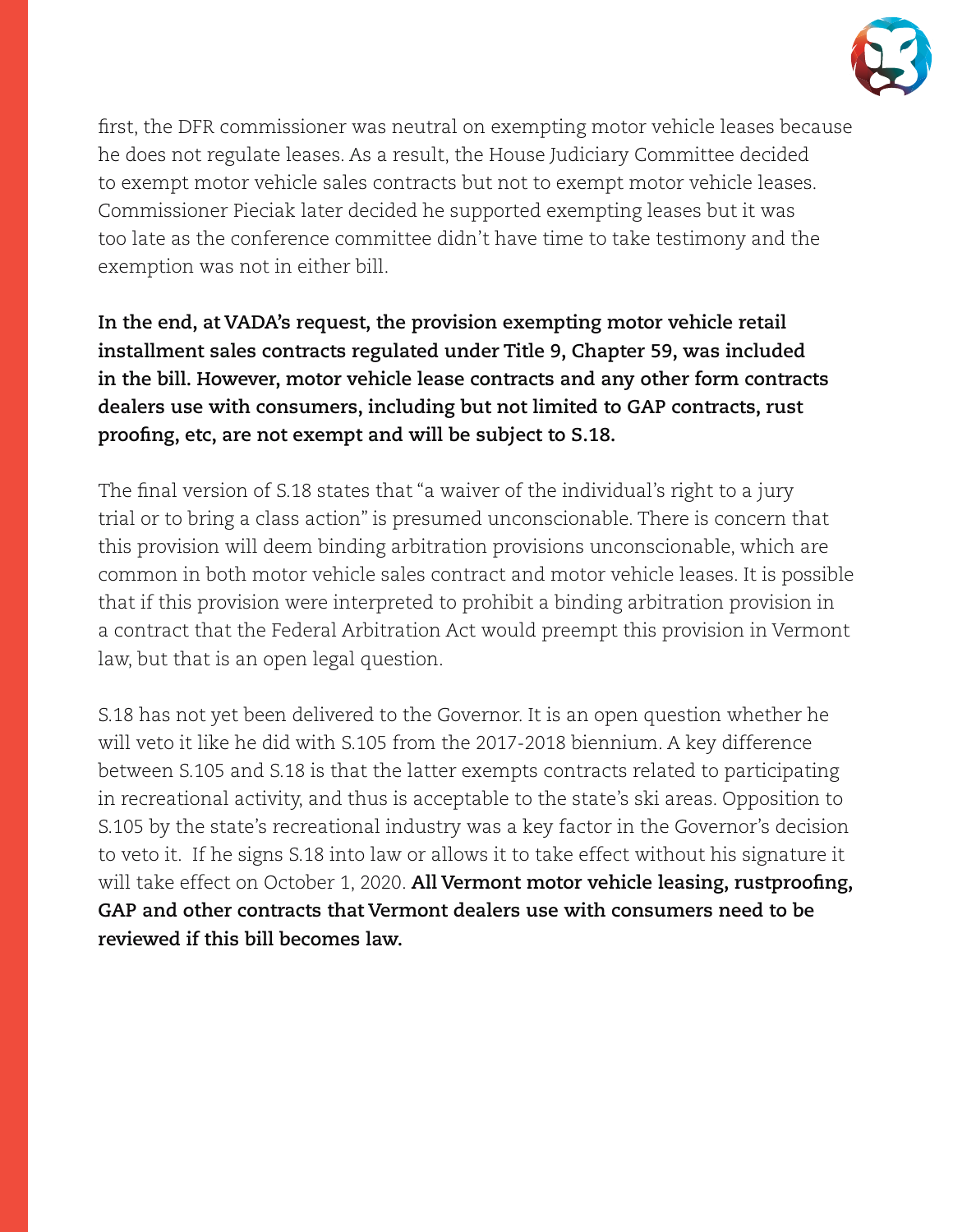first, the DFR commissioner was neutral on exempting motor vehicle leases because he does not regulate leases. As a result, the House Judiciary Committee decided to exempt motor vehicle sales contracts but not to exempt motor vehicle leases. Commissioner Pieciak later decided he supported exempting leases but it was too late as the conference committee didn't have time to take testimony and the exemption was not in either bill.

**In the end, at VADA's request, the provision exempting motor vehicle retail installment sales contracts regulated under Title 9, Chapter 59, was included in the bill. However, motor vehicle lease contracts and any other form contracts dealers use with consumers, including but not limited to GAP contracts, rust proofing, etc, are not exempt and will be subject to S.18.**

The final version of S.18 states that "a waiver of the individual's right to a jury trial or to bring a class action" is presumed unconscionable. There is concern that this provision will deem binding arbitration provisions unconscionable, which are common in both motor vehicle sales contract and motor vehicle leases. It is possible that if this provision were interpreted to prohibit a binding arbitration provision in a contract that the Federal Arbitration Act would preempt this provision in Vermont law, but that is an open legal question.

S.18 has not yet been delivered to the Governor. It is an open question whether he will veto it like he did with S.105 from the 2017-2018 biennium. A key difference between S.105 and S.18 is that the latter exempts contracts related to participating in recreational activity, and thus is acceptable to the state's ski areas. Opposition to S.105 by the state's recreational industry was a key factor in the Governor's decision to veto it. If he signs S.18 into law or allows it to take effect without his signature it will take effect on October 1, 2020. **All Vermont motor vehicle leasing, rustproofing, GAP and other contracts that Vermont dealers use with consumers need to be reviewed if this bill becomes law.**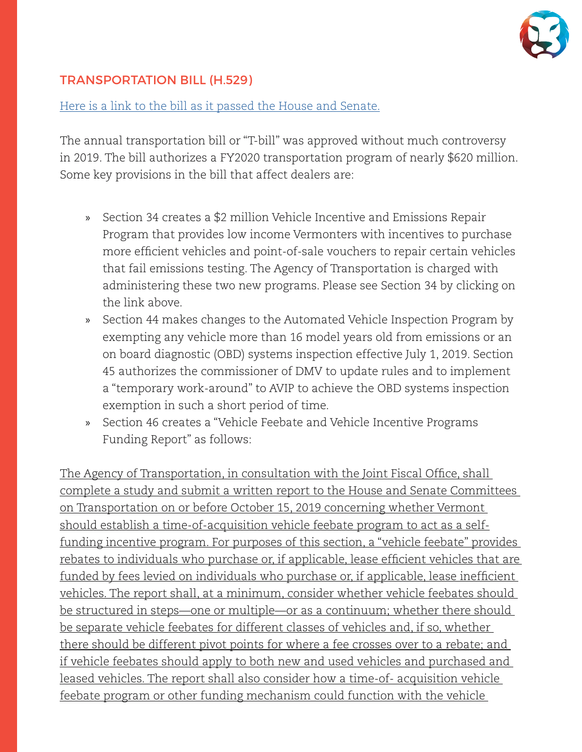## TRANSPORTATION BILL (H.529)

Here is a link to the bill as it passed the House and Senate.

The annual transportation bill or "T-bill" was approved without much controversy in 2019. The bill authorizes a FY2020 transportation program of nearly $620 million. Some key provisions in the bill that affect dealers are:

- Section 34 creates a $2 million Vehicle Incentive and Emissions Repair Program that provides low income Vermonters with incentives to purchase more efficient vehicles and point-of-sale vouchers to repair certain vehicles that fail emissions testing. The Agency of Transportation is charged with administering these two new programs. Please see Section 34 by clicking on the link above.
- Section 44 makes changes to the Automated Vehicle Inspection Program by exempting any vehicle more than 16 model years old from emissions or an on board diagnostic (OBD) systems inspection effective July 1, 2019. Section 45 authorizes the commissioner of DMV to update rules and to implement a "temporary work-around" to AVIP to achieve the OBD systems inspection exemption in such a short period of time.
- Section 46 creates a "Vehicle Feebate and Vehicle Incentive Programs Funding Report" as follows:

The Agency of Transportation, in consultation with the Joint Fiscal Office, shall complete a study and submit a written report to the House and Senate Committees on Transportation on or before October 15, 2019 concerning whether Vermont should establish a time-of-acquisition vehicle feebate program to act as a self-funding incentive program. For purposes of this section, a "vehicle feebate" provides rebates to individuals who purchase or, if applicable, lease efficient vehicles that are funded by fees levied on individuals who purchase or, if applicable, lease inefficient vehicles. The report shall, at a minimum, consider whether vehicle feebates should be structured in steps—one or multiple—or as a continuum; whether there should be separate vehicle feebates for different classes of vehicles and, if so, whether there should be different pivot points for where a fee crosses over to a rebate; and if vehicle feebates should apply to both new and used vehicles and purchased and leased vehicles. The report shall also consider how a time-of- acquisition vehicle feebate program or other funding mechanism could function with the vehicle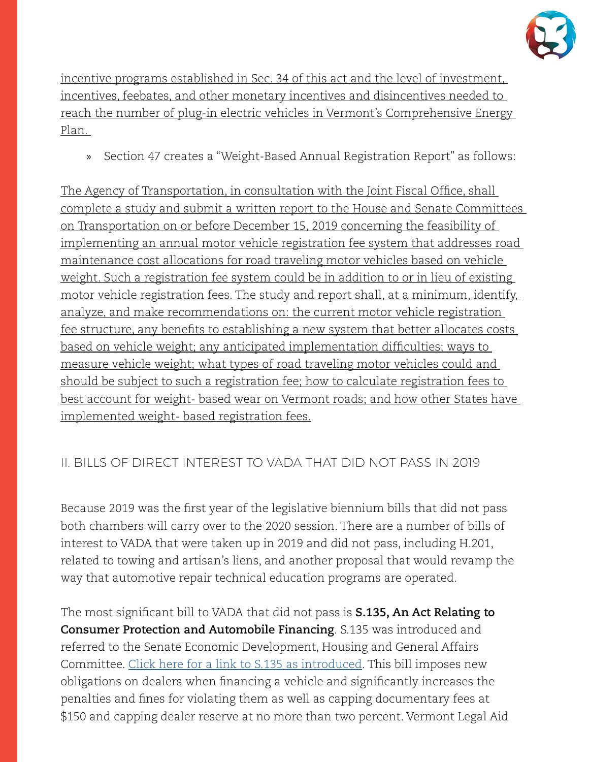incentive programs established in Sec. 34 of this act and the level of investment, incentives, feebates, and other monetary incentives and disincentives needed to reach the number of plug-in electric vehicles in Vermont's Comprehensive Energy Plan.

» Section 47 creates a "Weight-Based Annual Registration Report" as follows:

The Agency of Transportation, in consultation with the Joint Fiscal Office, shall complete a study and submit a written report to the House and Senate Committees on Transportation on or before December 15, 2019 concerning the feasibility of implementing an annual motor vehicle registration fee system that addresses road maintenance cost allocations for road traveling motor vehicles based on vehicle weight. Such a registration fee system could be in addition to or in lieu of existing motor vehicle registration fees. The study and report shall, at a minimum, identify, analyze, and make recommendations on: the current motor vehicle registration fee structure, any benefits to establishing a new system that better allocates costs based on vehicle weight; any anticipated implementation difficulties; ways to measure vehicle weight; what types of road traveling motor vehicles could and should be subject to such a registration fee; how to calculate registration fees to best account for weight- based wear on Vermont roads; and how other States have implemented weight- based registration fees.

## II. BILLS OF DIRECT INTEREST TO VADA THAT DID NOT PASS IN 2019

Because 2019 was the first year of the legislative biennium bills that did not pass both chambers will carry over to the 2020 session. There are a number of bills of interest to VADA that were taken up in 2019 and did not pass, including H.201, related to towing and artisan's liens, and another proposal that would revamp the way that automotive repair technical education programs are operated.

The most significant bill to VADA that did not pass is **S.135, An Act Relating to Consumer Protection and Automobile Financing**. S.135 was introduced and referred to the Senate Economic Development, Housing and General Affairs Committee. [Click here for a link to S.135 as introduced](). This bill imposes new obligations on dealers when financing a vehicle and significantly increases the penalties and fines for violating them as well as capping documentary fees at $150 and capping dealer reserve at no more than two percent. Vermont Legal Aid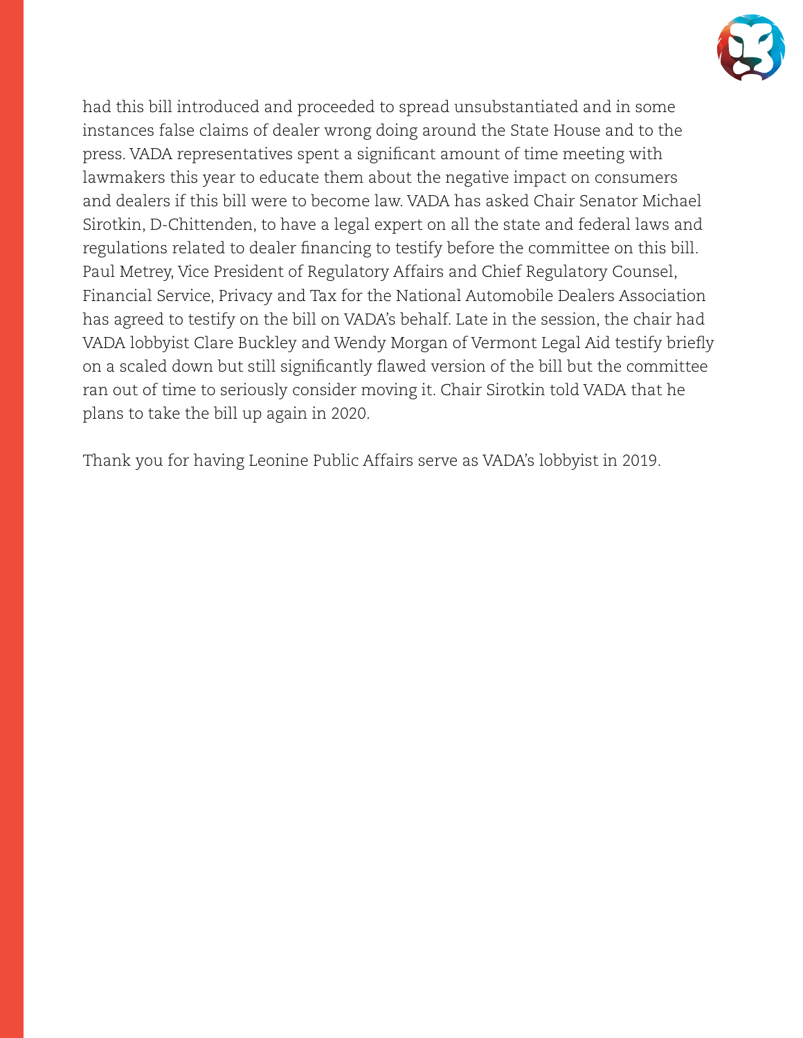had this bill introduced and proceeded to spread unsubstantiated and in some instances false claims of dealer wrong doing around the State House and to the press. VADA representatives spent a significant amount of time meeting with lawmakers this year to educate them about the negative impact on consumers and dealers if this bill were to become law. VADA has asked Chair Senator Michael Sirotkin, D-Chittenden, to have a legal expert on all the state and federal laws and regulations related to dealer financing to testify before the committee on this bill. Paul Metrey, Vice President of Regulatory Affairs and Chief Regulatory Counsel, Financial Service, Privacy and Tax for the National Automobile Dealers Association has agreed to testify on the bill on VADA's behalf. Late in the session, the chair had VADA lobbyist Clare Buckley and Wendy Morgan of Vermont Legal Aid testify briefly on a scaled down but still significantly flawed version of the bill but the committee ran out of time to seriously consider moving it. Chair Sirotkin told VADA that he plans to take the bill up again in 2020.

Thank you for having Leonine Public Affairs serve as VADA's lobbyist in 2019.